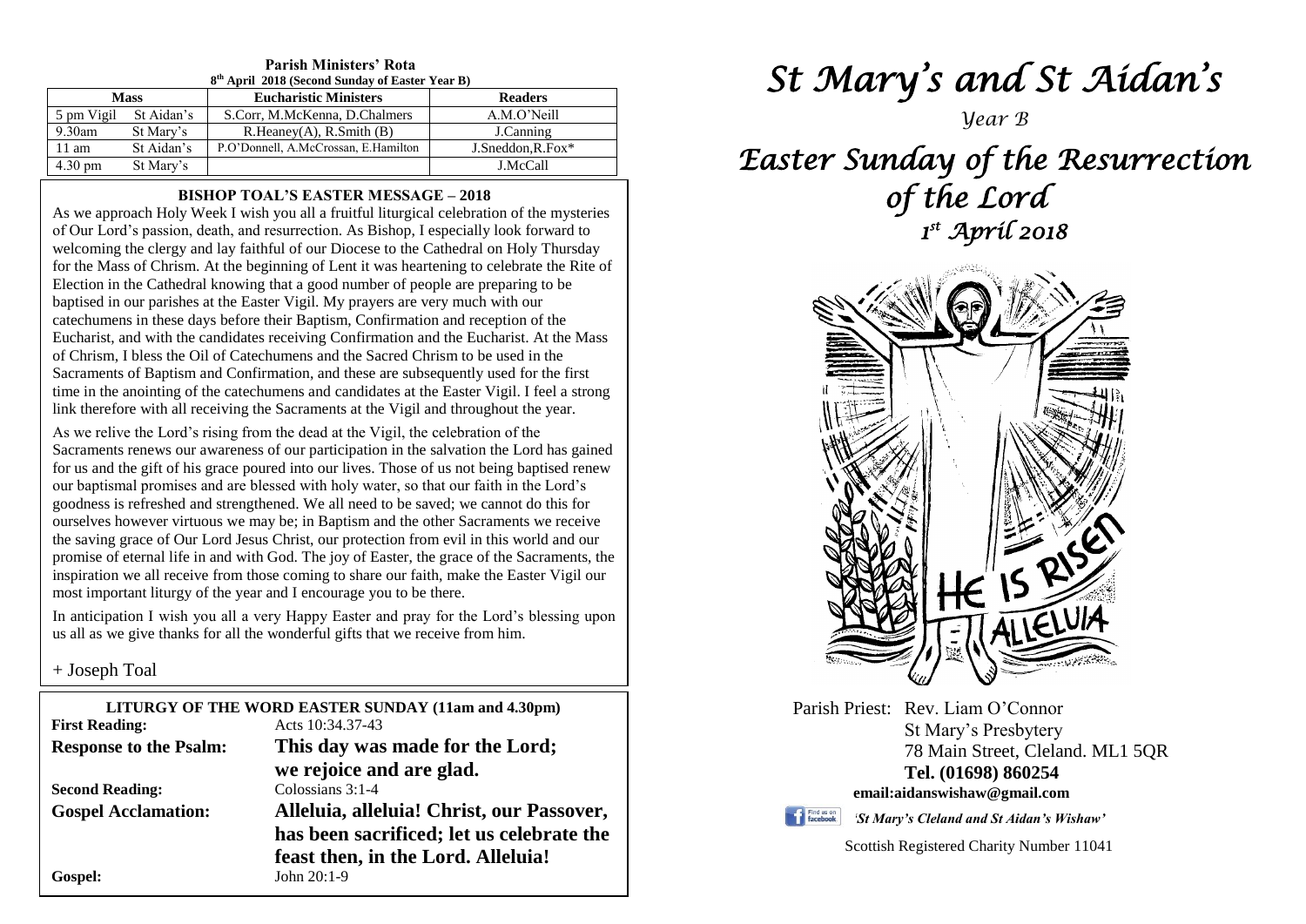## Parish Ministers' Rota

**8th April 2018 (Second Sunday of Easter Year B)**

| Mass | | Eucharistic Ministers | Readers |
|---|---|---|---|
| 5 pm Vigil | St Aidan's | S.Corr, M.McKenna, D.Chalmers | A.M.O'Neill |
| 9.30am | St Mary's | R.Heaney(A), R.Smith (B) | J.Canning |
| 11 am | St Aidan's | P.O'Donnell, A.McCrossan, E.Hamilton | J.Sneddon,R.Fox* |
| 4.30 pm | St Mary's | | J.McCall |

### BISHOP TOAL'S EASTER MESSAGE – 2018

As we approach Holy Week I wish you all a fruitful liturgical celebration of the mysteries of Our Lord's passion, death, and resurrection. As Bishop, I especially look forward to welcoming the clergy and lay faithful of our Diocese to the Cathedral on Holy Thursday for the Mass of Chrism. At the beginning of Lent it was heartening to celebrate the Rite of Election in the Cathedral knowing that a good number of people are preparing to be baptised in our parishes at the Easter Vigil. My prayers are very much with our catechumens in these days before their Baptism, Confirmation and reception of the Eucharist, and with the candidates receiving Confirmation and the Eucharist. At the Mass of Chrism, I bless the Oil of Catechumens and the Sacred Chrism to be used in the Sacraments of Baptism and Confirmation, and these are subsequently used for the first time in the anointing of the catechumens and candidates at the Easter Vigil. I feel a strong link therefore with all receiving the Sacraments at the Vigil and throughout the year.

As we relive the Lord's rising from the dead at the Vigil, the celebration of the Sacraments renews our awareness of our participation in the salvation the Lord has gained for us and the gift of his grace poured into our lives. Those of us not being baptised renew our baptismal promises and are blessed with holy water, so that our faith in the Lord's goodness is refreshed and strengthened. We all need to be saved; we cannot do this for ourselves however virtuous we may be; in Baptism and the other Sacraments we receive the saving grace of Our Lord Jesus Christ, our protection from evil in this world and our promise of eternal life in and with God. The joy of Easter, the grace of the Sacraments, the inspiration we all receive from those coming to share our faith, make the Easter Vigil our most important liturgy of the year and I encourage you to be there.

In anticipation I wish you all a very Happy Easter and pray for the Lord's blessing upon us all as we give thanks for all the wonderful gifts that we receive from him.

+ Joseph Toal

### LITURGY OF THE WORD EASTER SUNDAY (11am and 4.30pm)

**First Reading:** Acts 10:34.37-43

**Response to the Psalm:** **This day was made for the Lord; we rejoice and are glad.**

**Second Reading:** Colossians 3:1-4

**Gospel Acclamation:** **Alleluia, alleluia! Christ, our Passover, has been sacrificed; let us celebrate the feast then, in the Lord. Alleluia!**

**Gospel:** John 20:1-9

# *St Mary's and St Aidan's*

*Year B*

# *Easter Sunday of the Resurrection of the Lord*

*1st April 2018*

HE IS RISEN ALLELUIA

Parish Priest: Rev. Liam O'Connor
St Mary's Presbytery
78 Main Street, Cleland. ML1 5QR
**Tel. (01698) 860254**
**email:aidanswishaw@gmail.com**

Find us on facebook *'St Mary's Cleland and St Aidan's Wishaw'*

Scottish Registered Charity Number 11041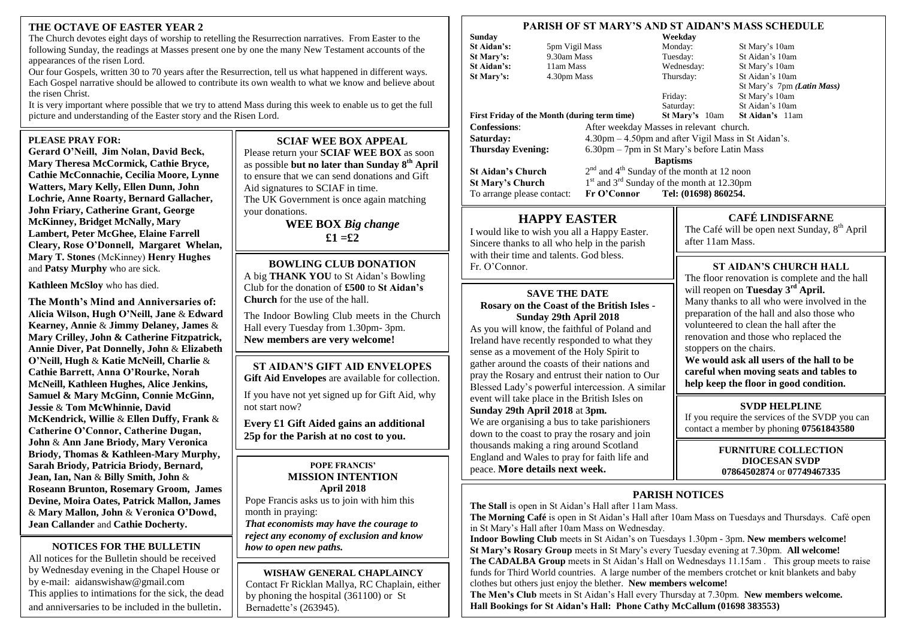## THE OCTAVE OF EASTER YEAR 2

The Church devotes eight days of worship to retelling the Resurrection narratives. From Easter to the following Sunday, the readings at Masses present one by one the many New Testament accounts of the appearances of the risen Lord.

Our four Gospels, written 30 to 70 years after the Resurrection, tell us what happened in different ways. Each Gospel narrative should be allowed to contribute its own wealth to what we know and believe about the risen Christ.

It is very important where possible that we try to attend Mass during this week to enable us to get the full picture and understanding of the Easter story and the Risen Lord.

### PLEASE PRAY FOR:

**Gerard O'Neill, Jim Nolan, David Beck, Mary Theresa McCormick, Cathie Bryce, Cathie McConnachie, Cecilia Moore, Lynne Watters, Mary Kelly, Ellen Dunn, John Lochrie, Anne Roarty, Bernard Gallacher, John Friary, Catherine Grant, George McKinney, Bridget McNally, Mary Lambert, Peter McGhee, Elaine Farrell Cleary, Rose O'Donnell, Margaret Whelan, Mary T. Stones** (McKinney) **Henry Hughes** and **Patsy Murphy** who are sick.

**Kathleen McSloy** who has died.

**The Month's Mind and Anniversaries of: Alicia Wilson, Hugh O'Neill, Jane** & **Edward Kearney, Annie** & **Jimmy Delaney, James** & **Mary Crilley, John & Catherine Fitzpatrick, Annie Diver, Pat Donnelly, John** & **Elizabeth O'Neill, Hugh** & **Katie McNeill, Charlie** & **Cathie Barrett, Anna O'Rourke, Norah McNeill, Kathleen Hughes, Alice Jenkins, Samuel & Mary McGinn, Connie McGinn, Jessie** & **Tom McWhinnie, David McKendrick, Willie** & **Ellen Duffy, Frank** & **Catherine O'Connor, Catherine Dugan, John** & **Ann Jane Briody, Mary Veronica Briody, Thomas & Kathleen-Mary Murphy, Sarah Briody, Patricia Briody, Bernard, Jean, Ian, Nan** & **Billy Smith, John** & **Roseann Brunton, Rosemary Groom, James Devine, Moira Oates, Patrick Mallon, James** & **Mary Mallon, John** & **Veronica O'Dowd, Jean Callander** and **Cathie Docherty.**

### NOTICES FOR THE BULLETIN

All notices for the Bulletin should be received by Wednesday evening in the Chapel House or by e-mail: aidanswishaw@gmail.com
This applies to intimations for the sick, the dead and anniversaries to be included in the bulletin.

### SCIAF WEE BOX APPEAL

Please return your **SCIAF WEE BOX** as soon as possible **but no later than Sunday 8th April** to ensure that we can send donations and Gift Aid signatures to SCIAF in time.
The UK Government is once again matching your donations.

**WEE BOX *Big change***
**£1 =£2**

### BOWLING CLUB DONATION

A big **THANK YOU** to St Aidan's Bowling Club for the donation of **£500** to **St Aidan's Church** for the use of the hall.

The Indoor Bowling Club meets in the Church Hall every Tuesday from 1.30pm- 3pm.
**New members are very welcome!**

### ST AIDAN'S GIFT AID ENVELOPES

**Gift Aid Envelopes** are available for collection.

If you have not yet signed up for Gift Aid, why not start now?

**Every £1 Gift Aided gains an additional 25p for the Parish at no cost to you.**

### POPE FRANCIS' MISSION INTENTION April 2018

Pope Francis asks us to join with him this month in praying:
***That economists may have the courage to reject any economy of exclusion and know how to open new paths.***

### WISHAW GENERAL CHAPLAINCY

Contact Fr Ricklan Mallya, RC Chaplain, either by phoning the hospital (361100) or St Bernadette's (263945).

## PARISH OF ST MARY'S AND ST AIDAN'S MASS SCHEDULE

| Sunday | | Weekday | |
|---|---|---|---|
| **St Aidan's:** | 5pm Vigil Mass | Monday: | St Mary's 10am |
| **St Mary's:** | 9.30am Mass | Tuesday: | St Aidan's 10am |
| **St Aidan's:** | 11am Mass | Wednesday: | St Mary's 10am |
| **St Mary's:** | 4.30pm Mass | Thursday: | St Aidan's 10am |
| | | | St Mary's 7pm *(Latin Mass)* |
| | | Friday: | St Mary's 10am |
| | | Saturday: | St Aidan's 10am |
| **First Friday of the Month (during term time)** | | **St Mary's** 10am | **St Aidan's** 11am |

**Confessions**: After weekday Masses in relevant church.
**Saturday:** 4.30pm – 4.50pm and after Vigil Mass in St Aidan's.
**Thursday Evening:** 6.30pm – 7pm in St Mary's before Latin Mass

**Baptisms**
**St Aidan's Church** 2nd and 4th Sunday of the month at 12 noon
**St Mary's Church** 1st and 3rd Sunday of the month at 12.30pm
To arrange please contact: **Fr O'Connor Tel: (01698) 860254.**

## HAPPY EASTER

I would like to wish you all a Happy Easter. Sincere thanks to all who help in the parish with their time and talents. God bless.
Fr. O'Connor.

### SAVE THE DATE
**Rosary on the Coast of the British Isles - Sunday 29th April 2018**

As you will know, the faithful of Poland and Ireland have recently responded to what they sense as a movement of the Holy Spirit to gather around the coasts of their nations and pray the Rosary and entrust their nation to Our Blessed Lady's powerful intercession. A similar event will take place in the British Isles on **Sunday 29th April 2018** at **3pm.**
We are organising a bus to take parishioners down to the coast to pray the rosary and join thousands making a ring around Scotland England and Wales to pray for faith life and peace. **More details next week.**

### CAFÉ LINDISFARNE

The Café will be open next Sunday, 8th April after 11am Mass.

### ST AIDAN'S CHURCH HALL

The floor renovation is complete and the hall will reopen on **Tuesday 3rd April.**
Many thanks to all who were involved in the preparation of the hall and also those who volunteered to clean the hall after the renovation and those who replaced the stoppers on the chairs.
**We would ask all users of the hall to be careful when moving seats and tables to help keep the floor in good condition.**

### SVDP HELPLINE

If you require the services of the SVDP you can contact a member by phoning **07561843580**

### FURNITURE COLLECTION DIOCESAN SVDP
**07864502874** or **07749467335**

## PARISH NOTICES

**The Stall** is open in St Aidan's Hall after 11am Mass.
**The Morning Café** is open in St Aidan's Hall after 10am Mass on Tuesdays and Thursdays. Café open in St Mary's Hall after 10am Mass on Wednesday.
**Indoor Bowling Club** meets in St Aidan's on Tuesdays 1.30pm - 3pm. **New members welcome!**
**St Mary's Rosary Group** meets in St Mary's every Tuesday evening at 7.30pm. **All welcome!**
**The CADALBA Group** meets in St Aidan's Hall on Wednesdays 11.15am . This group meets to raise funds for Third World countries. A large number of the members crotchet or knit blankets and baby clothes but others just enjoy the blether. **New members welcome!**
**The Men's Club** meets in St Aidan's Hall every Thursday at 7.30pm. **New members welcome.**
**Hall Bookings for St Aidan's Hall: Phone Cathy McCallum (01698 383553)**